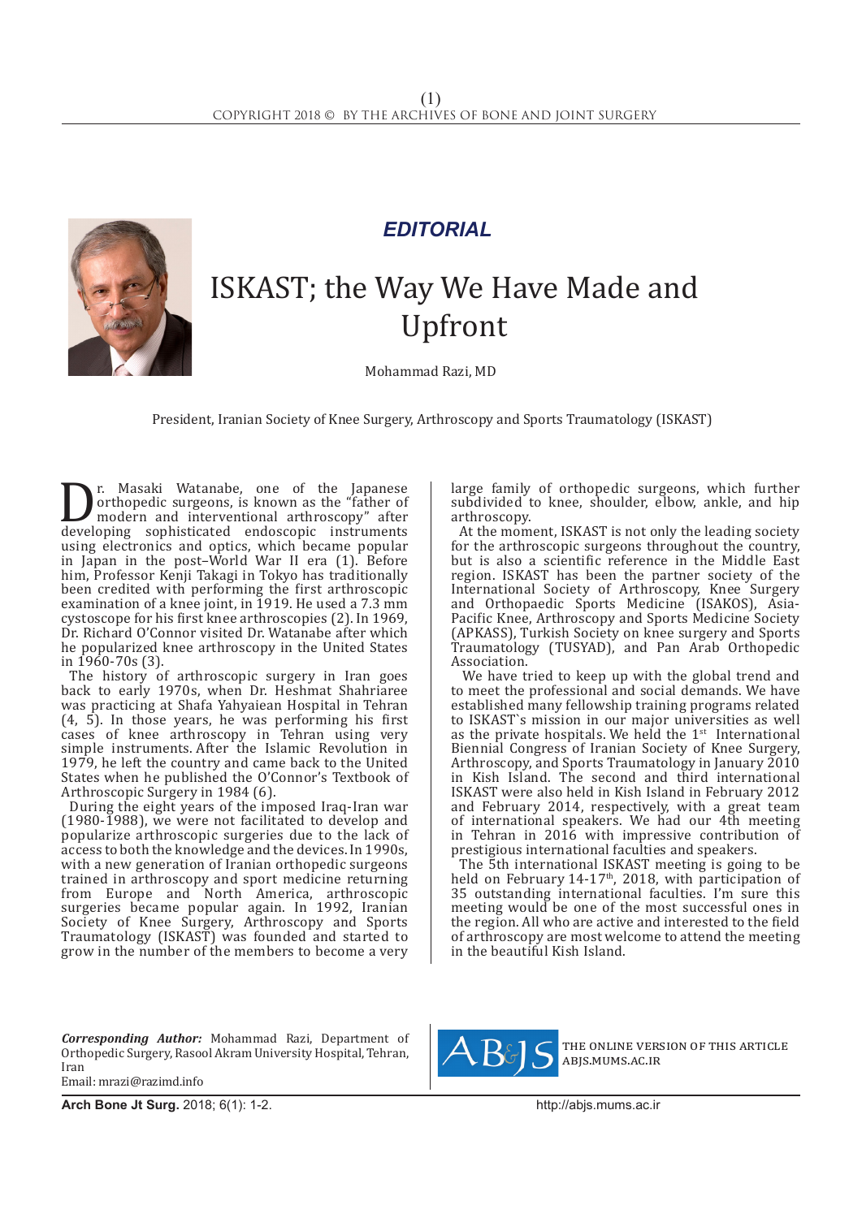*EDITORIAL*

# ISKAST; the Way We Have Made and Upfront

Mohammad Razi, MD

President, Iranian Society of Knee Surgery, Arthroscopy and Sports Traumatology (ISKAST)

Dr. Masaki Watanabe, one of the Japanese orthopedic surgeons, is known as the "father of modern and interventional arthroscopy" after developing sophisticated endoscopic instruments using electronics and optics, which became popular in Japan in the post–World War II era (1). Before him, Professor Kenji Takagi in Tokyo has traditionally been credited with performing the first arthroscopic examination of a knee joint, in 1919. He used a 7.3 mm cystoscope for his first knee arthroscopies (2). In 1969, Dr. Richard O'Connor visited Dr. Watanabe after which he popularized knee arthroscopy in the United States in 1960-70s (3).

The history of arthroscopic surgery in Iran goes back to early 1970s, when Dr. Heshmat Shahriaree was practicing at Shafa Yahyaiean Hospital in Tehran (4, 5). In those years, he was performing his first cases of knee arthroscopy in Tehran using very simple instruments. After the Islamic Revolution in 1979, he left the country and came back to the United States when he published the O'Connor's Textbook of Arthroscopic Surgery in 1984 (6).

During the eight years of the imposed Iraq-Iran war (1980-1988), we were not facilitated to develop and popularize arthroscopic surgeries due to the lack of access to both the knowledge and the devices. In 1990s, with a new generation of Iranian orthopedic surgeons trained in arthroscopy and sport medicine returning from Europe and North America, arthroscopic surgeries became popular again. In 1992, Iranian Society of Knee Surgery, Arthroscopy and Sports Traumatology (ISKAST) was founded and started to grow in the number of the members to become a very large family of orthopedic surgeons, which further subdivided to knee, shoulder, elbow, ankle, and hip arthroscopy.

At the moment, ISKAST is not only the leading society for the arthroscopic surgeons throughout the country, but is also a scientific reference in the Middle East region. ISKAST has been the partner society of the International Society of Arthroscopy, Knee Surgery and Orthopaedic Sports Medicine (ISAKOS), Asia-Pacific Knee, Arthroscopy and Sports Medicine Society (APKASS), Turkish Society on knee surgery and Sports Traumatology (TUSYAD), and Pan Arab Orthopedic Association.

We have tried to keep up with the global trend and to meet the professional and social demands. We have established many fellowship training programs related to ISKAST`s mission in our major universities as well as the private hospitals. We held the 1st International Biennial Congress of Iranian Society of Knee Surgery, Arthroscopy, and Sports Traumatology in January 2010 in Kish Island. The second and third international ISKAST were also held in Kish Island in February 2012 and February 2014, respectively, with a great team of international speakers. We had our 4th meeting in Tehran in 2016 with impressive contribution of prestigious international faculties and speakers.

The 5th international ISKAST meeting is going to be held on February 14-17th, 2018, with participation of 35 outstanding international faculties. I'm sure this meeting would be one of the most successful ones in the region. All who are active and interested to the field of arthroscopy are most welcome to attend the meeting in the beautiful Kish Island.

***Corresponding Author:*** Mohammad Razi, Department of Orthopedic Surgery, Rasool Akram University Hospital, Tehran, Iran
Email: mrazi@razimd.info

THE ONLINE VERSION OF THIS ARTICLE ABJS.MUMS.AC.IR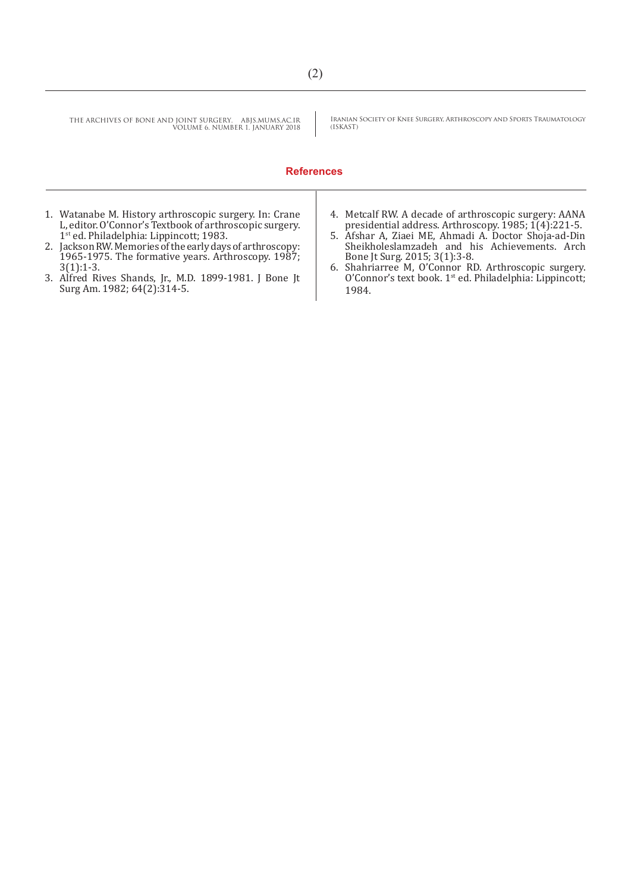## References

1. Watanabe M. History arthroscopic surgery. In: Crane L, editor. O'Connor's Textbook of arthroscopic surgery. 1st ed. Philadelphia: Lippincott; 1983.
2. Jackson RW. Memories of the early days of arthroscopy: 1965-1975. The formative years. Arthroscopy. 1987; 3(1):1-3.
3. Alfred Rives Shands, Jr., M.D. 1899-1981. J Bone Jt Surg Am. 1982; 64(2):314-5.
4. Metcalf RW. A decade of arthroscopic surgery: AANA presidential address. Arthroscopy. 1985; 1(4):221-5.
5. Afshar A, Ziaei ME, Ahmadi A. Doctor Shoja-ad-Din Sheikholeslamzadeh and his Achievements. Arch Bone Jt Surg. 2015; 3(1):3-8.
6. Shahriarree M, O'Connor RD. Arthroscopic surgery. O'Connor's text book. 1st ed. Philadelphia: Lippincott; 1984.